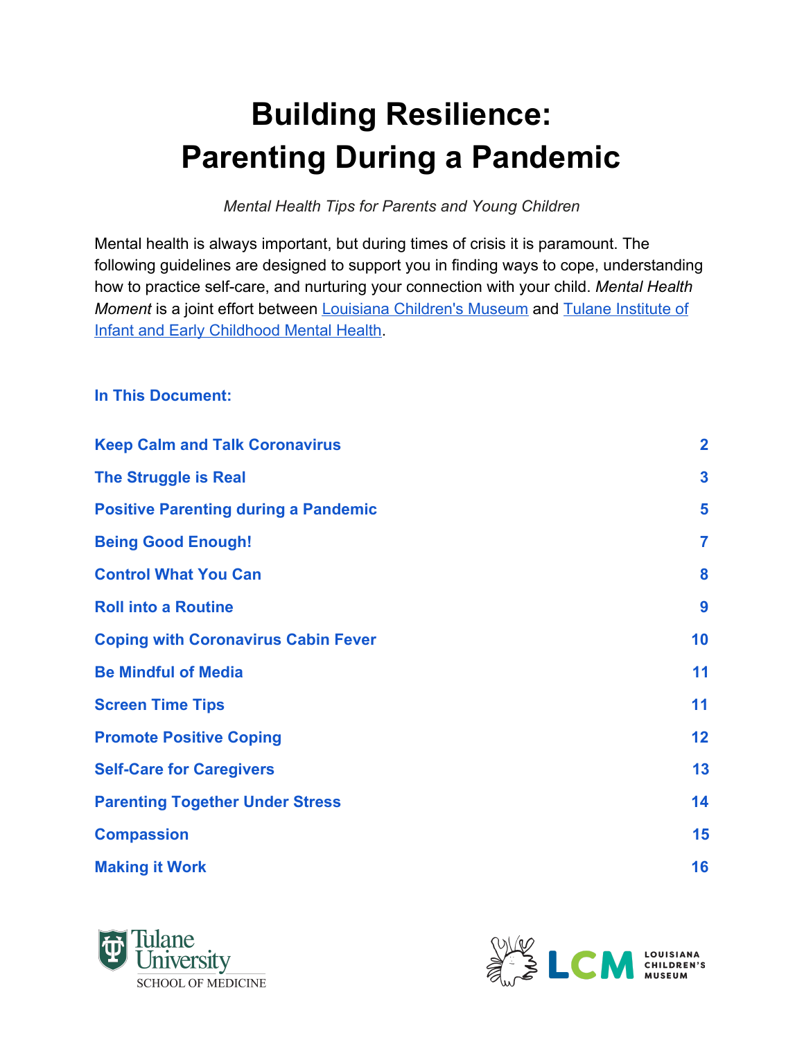# Building Resilience: Parenting During a Pandemic

*Mental Health Tips for Parents and Young Children*

Mental health is always important, but during times of crisis it is paramount. The following guidelines are designed to support you in finding ways to cope, understanding how to practice self-care, and nurturing your connection with your child. *Mental Health Moment* is a joint effort between Louisiana Children's Museum and Tulane Institute of Infant and Early Childhood Mental Health.

**In This Document:**

| | |
|---|---|
| **Keep Calm and Talk Coronavirus** | **2** |
| **The Struggle is Real** | **3** |
| **Positive Parenting during a Pandemic** | **5** |
| **Being Good Enough!** | **7** |
| **Control What You Can** | **8** |
| **Roll into a Routine** | **9** |
| **Coping with Coronavirus Cabin Fever** | **10** |
| **Be Mindful of Media** | **11** |
| **Screen Time Tips** | **11** |
| **Promote Positive Coping** | **12** |
| **Self-Care for Caregivers** | **13** |
| **Parenting Together Under Stress** | **14** |
| **Compassion** | **15** |
| **Making it Work** | **16** |

Tulane University SCHOOL OF MEDICINE

LCM LOUISIANA CHILDREN'S MUSEUM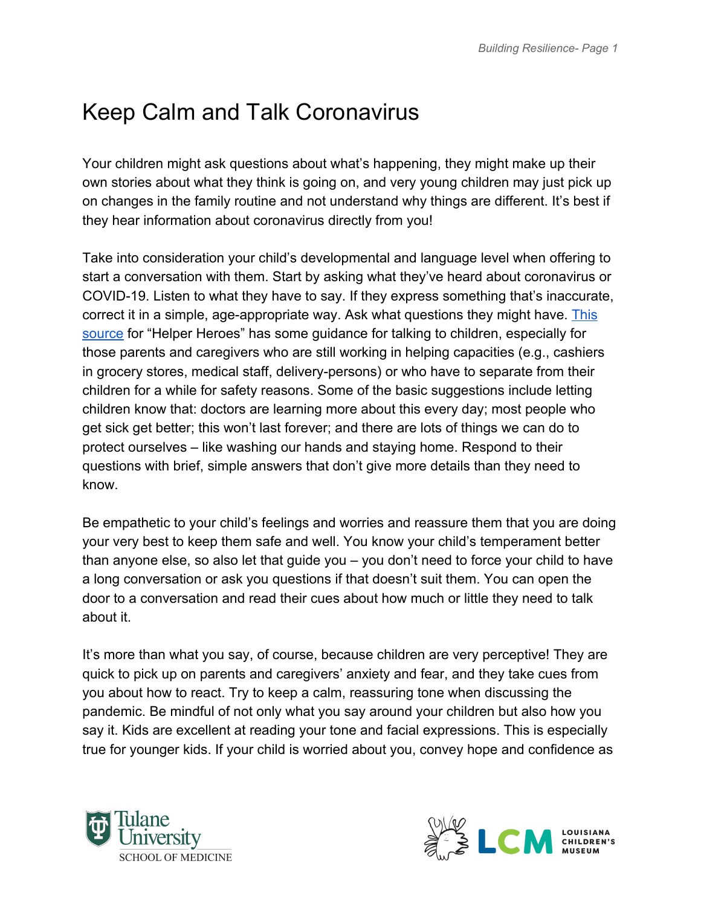# Keep Calm and Talk Coronavirus

Your children might ask questions about what's happening, they might make up their own stories about what they think is going on, and very young children may just pick up on changes in the family routine and not understand why things are different. It's best if they hear information about coronavirus directly from you!

Take into consideration your child's developmental and language level when offering to start a conversation with them. Start by asking what they've heard about coronavirus or COVID-19. Listen to what they have to say. If they express something that's inaccurate, correct it in a simple, age-appropriate way. Ask what questions they might have. This source for "Helper Heroes" has some guidance for talking to children, especially for those parents and caregivers who are still working in helping capacities (e.g., cashiers in grocery stores, medical staff, delivery-persons) or who have to separate from their children for a while for safety reasons. Some of the basic suggestions include letting children know that: doctors are learning more about this every day; most people who get sick get better; this won't last forever; and there are lots of things we can do to protect ourselves – like washing our hands and staying home. Respond to their questions with brief, simple answers that don't give more details than they need to know.

Be empathetic to your child's feelings and worries and reassure them that you are doing your very best to keep them safe and well. You know your child's temperament better than anyone else, so also let that guide you – you don't need to force your child to have a long conversation or ask you questions if that doesn't suit them. You can open the door to a conversation and read their cues about how much or little they need to talk about it.

It's more than what you say, of course, because children are very perceptive! They are quick to pick up on parents and caregivers' anxiety and fear, and they take cues from you about how to react. Try to keep a calm, reassuring tone when discussing the pandemic. Be mindful of not only what you say around your children but also how you say it. Kids are excellent at reading your tone and facial expressions. This is especially true for younger kids. If your child is worried about you, convey hope and confidence as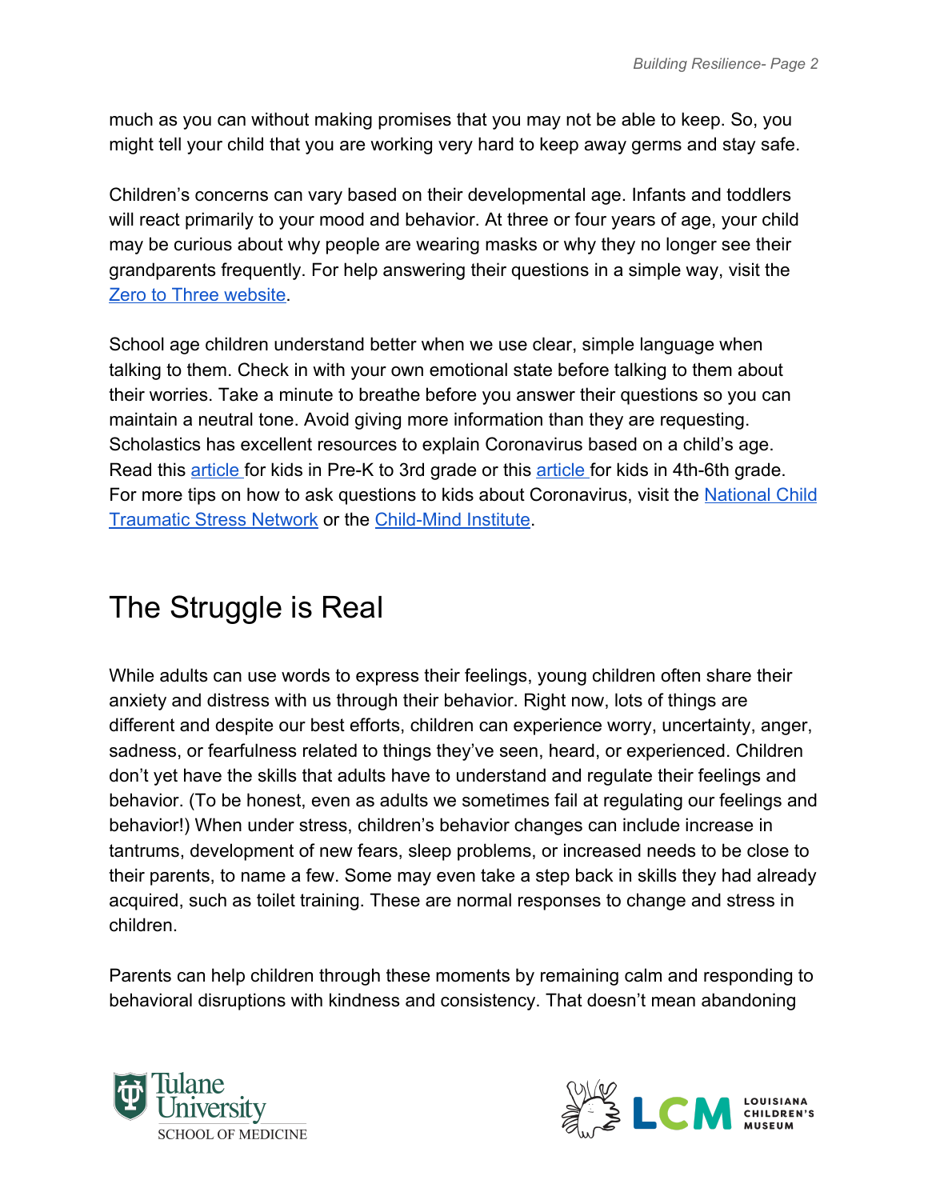much as you can without making promises that you may not be able to keep. So, you might tell your child that you are working very hard to keep away germs and stay safe.

Children's concerns can vary based on their developmental age. Infants and toddlers will react primarily to your mood and behavior. At three or four years of age, your child may be curious about why people are wearing masks or why they no longer see their grandparents frequently. For help answering their questions in a simple way, visit the Zero to Three website.

School age children understand better when we use clear, simple language when talking to them. Check in with your own emotional state before talking to them about their worries. Take a minute to breathe before you answer their questions so you can maintain a neutral tone. Avoid giving more information than they are requesting. Scholastics has excellent resources to explain Coronavirus based on a child's age. Read this article for kids in Pre-K to 3rd grade or this article for kids in 4th-6th grade. For more tips on how to ask questions to kids about Coronavirus, visit the National Child Traumatic Stress Network or the Child-Mind Institute.

# The Struggle is Real

While adults can use words to express their feelings, young children often share their anxiety and distress with us through their behavior. Right now, lots of things are different and despite our best efforts, children can experience worry, uncertainty, anger, sadness, or fearfulness related to things they've seen, heard, or experienced. Children don't yet have the skills that adults have to understand and regulate their feelings and behavior. (To be honest, even as adults we sometimes fail at regulating our feelings and behavior!) When under stress, children's behavior changes can include increase in tantrums, development of new fears, sleep problems, or increased needs to be close to their parents, to name a few. Some may even take a step back in skills they had already acquired, such as toilet training. These are normal responses to change and stress in children.

Parents can help children through these moments by remaining calm and responding to behavioral disruptions with kindness and consistency. That doesn't mean abandoning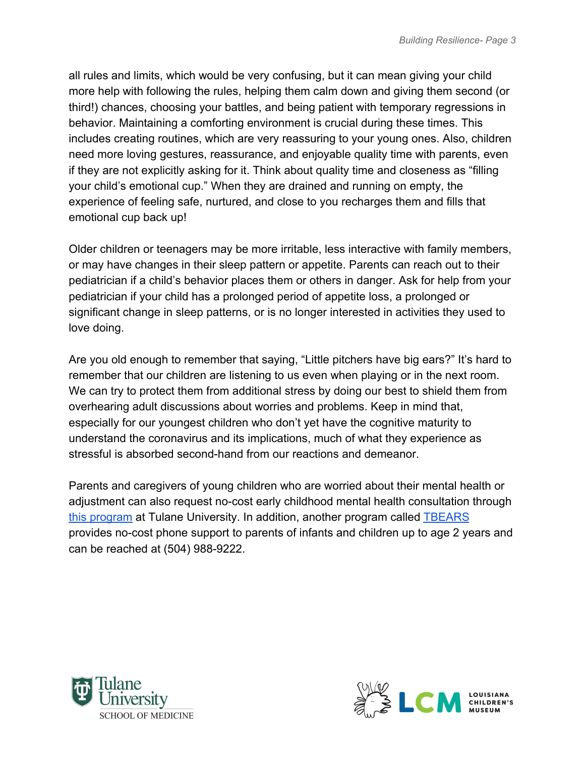all rules and limits, which would be very confusing, but it can mean giving your child more help with following the rules, helping them calm down and giving them second (or third!) chances, choosing your battles, and being patient with temporary regressions in behavior. Maintaining a comforting environment is crucial during these times. This includes creating routines, which are very reassuring to your young ones. Also, children need more loving gestures, reassurance, and enjoyable quality time with parents, even if they are not explicitly asking for it. Think about quality time and closeness as "filling your child's emotional cup." When they are drained and running on empty, the experience of feeling safe, nurtured, and close to you recharges them and fills that emotional cup back up!

Older children or teenagers may be more irritable, less interactive with family members, or may have changes in their sleep pattern or appetite. Parents can reach out to their pediatrician if a child's behavior places them or others in danger. Ask for help from your pediatrician if your child has a prolonged period of appetite loss, a prolonged or significant change in sleep patterns, or is no longer interested in activities they used to love doing.

Are you old enough to remember that saying, "Little pitchers have big ears?" It's hard to remember that our children are listening to us even when playing or in the next room. We can try to protect them from additional stress by doing our best to shield them from overhearing adult discussions about worries and problems. Keep in mind that, especially for our youngest children who don't yet have the cognitive maturity to understand the coronavirus and its implications, much of what they experience as stressful is absorbed second-hand from our reactions and demeanor.

Parents and caregivers of young children who are worried about their mental health or adjustment can also request no-cost early childhood mental health consultation through this program at Tulane University. In addition, another program called TBEARS provides no-cost phone support to parents of infants and children up to age 2 years and can be reached at (504) 988-9222.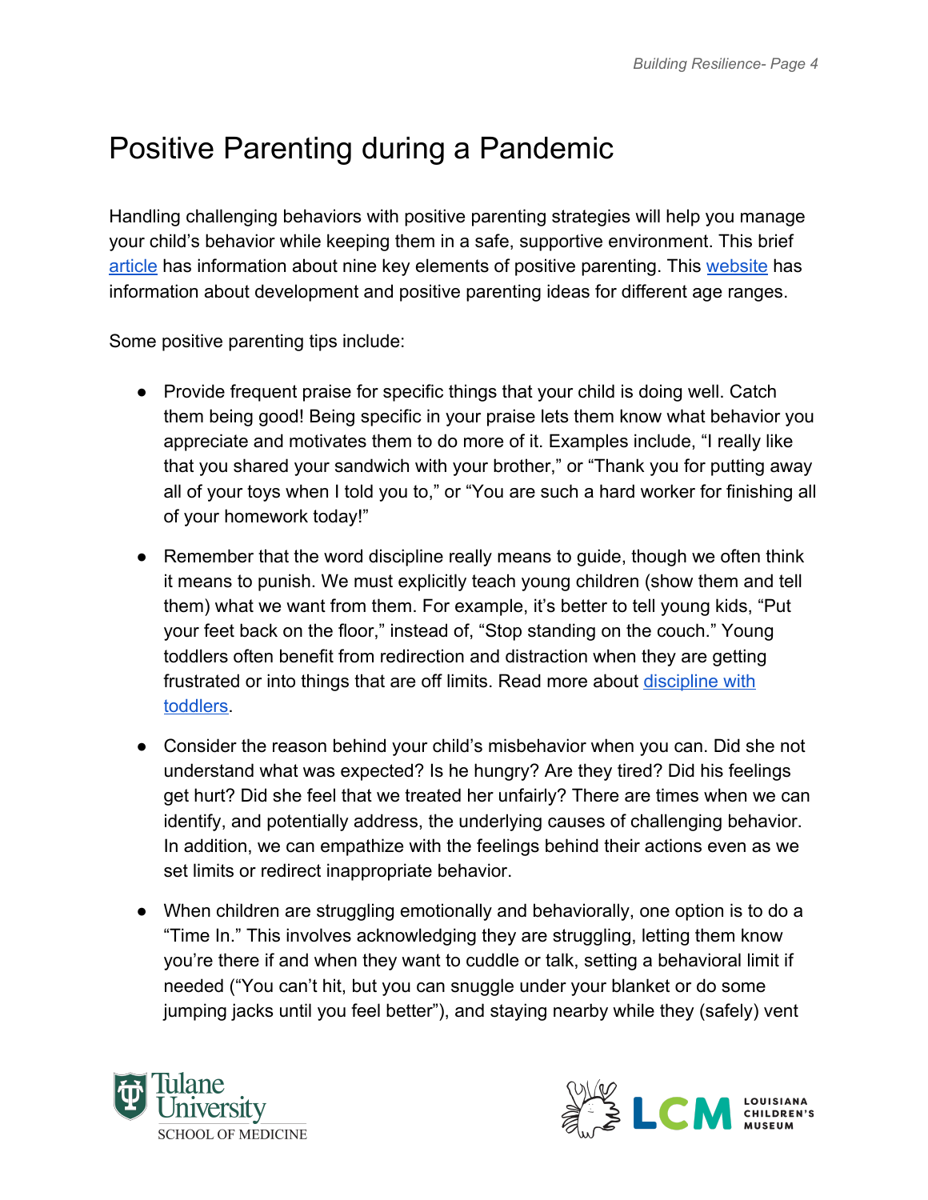# Positive Parenting during a Pandemic

Handling challenging behaviors with positive parenting strategies will help you manage your child's behavior while keeping them in a safe, supportive environment. This brief article has information about nine key elements of positive parenting. This website has information about development and positive parenting ideas for different age ranges.

Some positive parenting tips include:

- Provide frequent praise for specific things that your child is doing well. Catch them being good! Being specific in your praise lets them know what behavior you appreciate and motivates them to do more of it. Examples include, "I really like that you shared your sandwich with your brother," or "Thank you for putting away all of your toys when I told you to," or "You are such a hard worker for finishing all of your homework today!"
- Remember that the word discipline really means to guide, though we often think it means to punish. We must explicitly teach young children (show them and tell them) what we want from them. For example, it's better to tell young kids, "Put your feet back on the floor," instead of, "Stop standing on the couch." Young toddlers often benefit from redirection and distraction when they are getting frustrated or into things that are off limits. Read more about discipline with toddlers.
- Consider the reason behind your child's misbehavior when you can. Did she not understand what was expected? Is he hungry? Are they tired? Did his feelings get hurt? Did she feel that we treated her unfairly? There are times when we can identify, and potentially address, the underlying causes of challenging behavior. In addition, we can empathize with the feelings behind their actions even as we set limits or redirect inappropriate behavior.
- When children are struggling emotionally and behaviorally, one option is to do a "Time In." This involves acknowledging they are struggling, letting them know you're there if and when they want to cuddle or talk, setting a behavioral limit if needed ("You can't hit, but you can snuggle under your blanket or do some jumping jacks until you feel better"), and staying nearby while they (safely) vent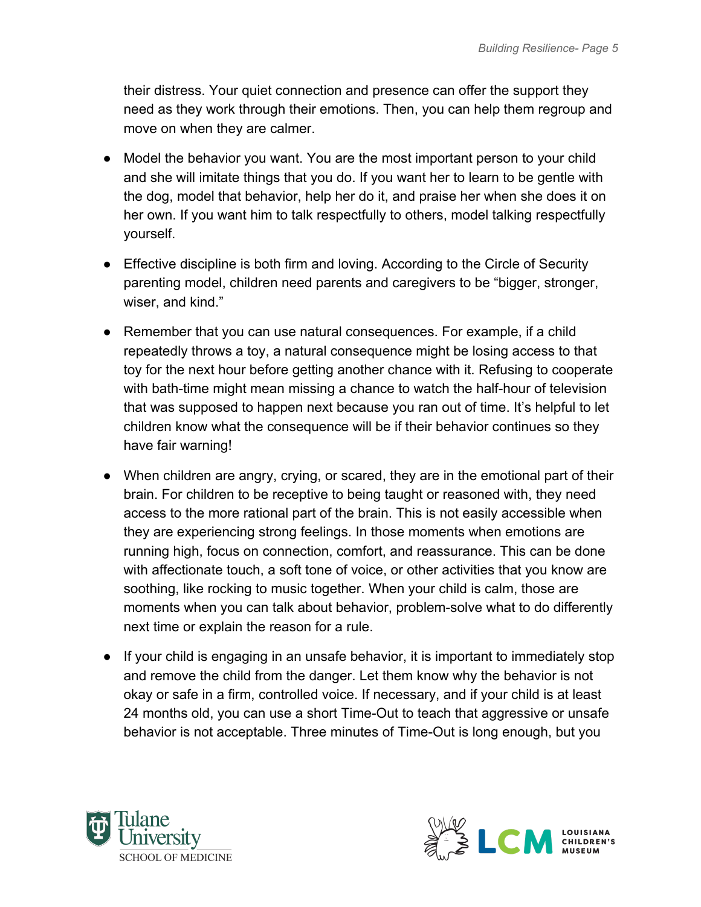their distress. Your quiet connection and presence can offer the support they need as they work through their emotions. Then, you can help them regroup and move on when they are calmer.

- Model the behavior you want. You are the most important person to your child and she will imitate things that you do. If you want her to learn to be gentle with the dog, model that behavior, help her do it, and praise her when she does it on her own. If you want him to talk respectfully to others, model talking respectfully yourself.

- Effective discipline is both firm and loving. According to the Circle of Security parenting model, children need parents and caregivers to be "bigger, stronger, wiser, and kind."

- Remember that you can use natural consequences. For example, if a child repeatedly throws a toy, a natural consequence might be losing access to that toy for the next hour before getting another chance with it. Refusing to cooperate with bath-time might mean missing a chance to watch the half-hour of television that was supposed to happen next because you ran out of time. It's helpful to let children know what the consequence will be if their behavior continues so they have fair warning!

- When children are angry, crying, or scared, they are in the emotional part of their brain. For children to be receptive to being taught or reasoned with, they need access to the more rational part of the brain. This is not easily accessible when they are experiencing strong feelings. In those moments when emotions are running high, focus on connection, comfort, and reassurance. This can be done with affectionate touch, a soft tone of voice, or other activities that you know are soothing, like rocking to music together. When your child is calm, those are moments when you can talk about behavior, problem-solve what to do differently next time or explain the reason for a rule.

- If your child is engaging in an unsafe behavior, it is important to immediately stop and remove the child from the danger. Let them know why the behavior is not okay or safe in a firm, controlled voice. If necessary, and if your child is at least 24 months old, you can use a short Time-Out to teach that aggressive or unsafe behavior is not acceptable. Three minutes of Time-Out is long enough, but you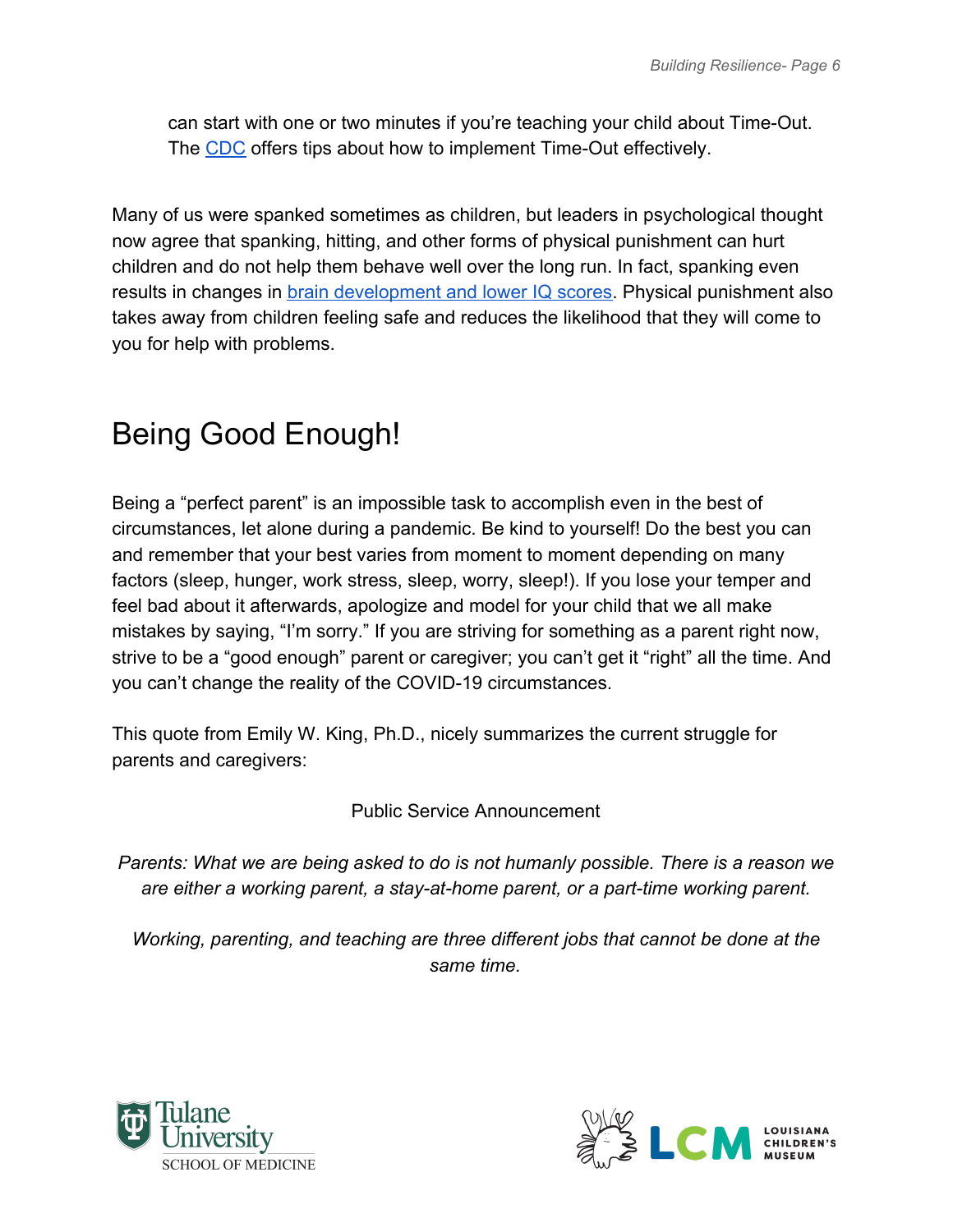can start with one or two minutes if you're teaching your child about Time-Out. The CDC offers tips about how to implement Time-Out effectively.

Many of us were spanked sometimes as children, but leaders in psychological thought now agree that spanking, hitting, and other forms of physical punishment can hurt children and do not help them behave well over the long run. In fact, spanking even results in changes in brain development and lower IQ scores. Physical punishment also takes away from children feeling safe and reduces the likelihood that they will come to you for help with problems.

# Being Good Enough!

Being a "perfect parent" is an impossible task to accomplish even in the best of circumstances, let alone during a pandemic. Be kind to yourself! Do the best you can and remember that your best varies from moment to moment depending on many factors (sleep, hunger, work stress, sleep, worry, sleep!). If you lose your temper and feel bad about it afterwards, apologize and model for your child that we all make mistakes by saying, "I'm sorry." If you are striving for something as a parent right now, strive to be a "good enough" parent or caregiver; you can't get it "right" all the time. And you can't change the reality of the COVID-19 circumstances.

This quote from Emily W. King, Ph.D., nicely summarizes the current struggle for parents and caregivers:

Public Service Announcement

*Parents: What we are being asked to do is not humanly possible. There is a reason we are either a working parent, a stay-at-home parent, or a part-time working parent.*

*Working, parenting, and teaching are three different jobs that cannot be done at the same time.*

Tulane University SCHOOL OF MEDICINE

LCM LOUISIANA CHILDREN'S MUSEUM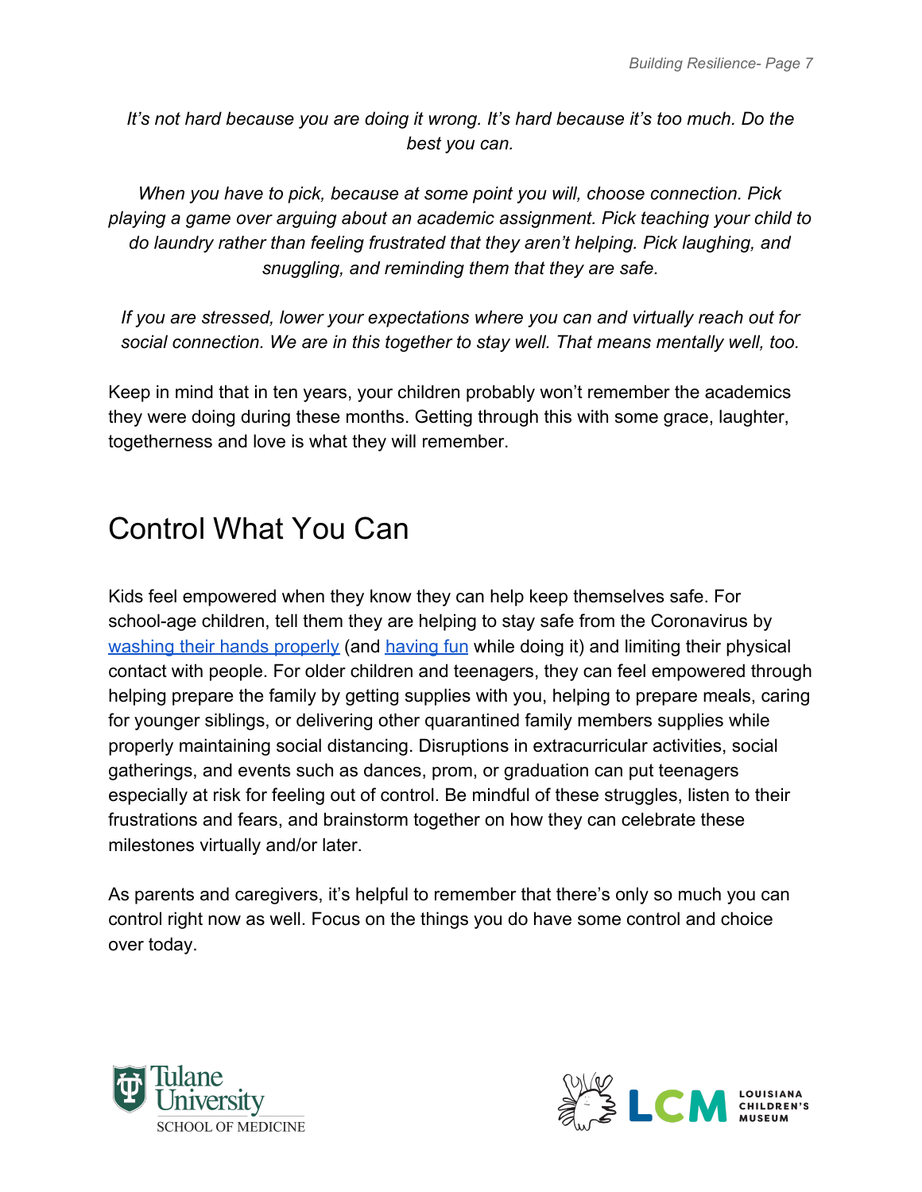*It's not hard because you are doing it wrong. It's hard because it's too much. Do the best you can.*

*When you have to pick, because at some point you will, choose connection. Pick playing a game over arguing about an academic assignment. Pick teaching your child to do laundry rather than feeling frustrated that they aren't helping. Pick laughing, and snuggling, and reminding them that they are safe.*

*If you are stressed, lower your expectations where you can and virtually reach out for social connection. We are in this together to stay well. That means mentally well, too.*

Keep in mind that in ten years, your children probably won't remember the academics they were doing during these months. Getting through this with some grace, laughter, togetherness and love is what they will remember.

## Control What You Can

Kids feel empowered when they know they can help keep themselves safe. For school-age children, tell them they are helping to stay safe from the Coronavirus by washing their hands properly (and having fun while doing it) and limiting their physical contact with people. For older children and teenagers, they can feel empowered through helping prepare the family by getting supplies with you, helping to prepare meals, caring for younger siblings, or delivering other quarantined family members supplies while properly maintaining social distancing. Disruptions in extracurricular activities, social gatherings, and events such as dances, prom, or graduation can put teenagers especially at risk for feeling out of control. Be mindful of these struggles, listen to their frustrations and fears, and brainstorm together on how they can celebrate these milestones virtually and/or later.

As parents and caregivers, it's helpful to remember that there's only so much you can control right now as well. Focus on the things you do have some control and choice over today.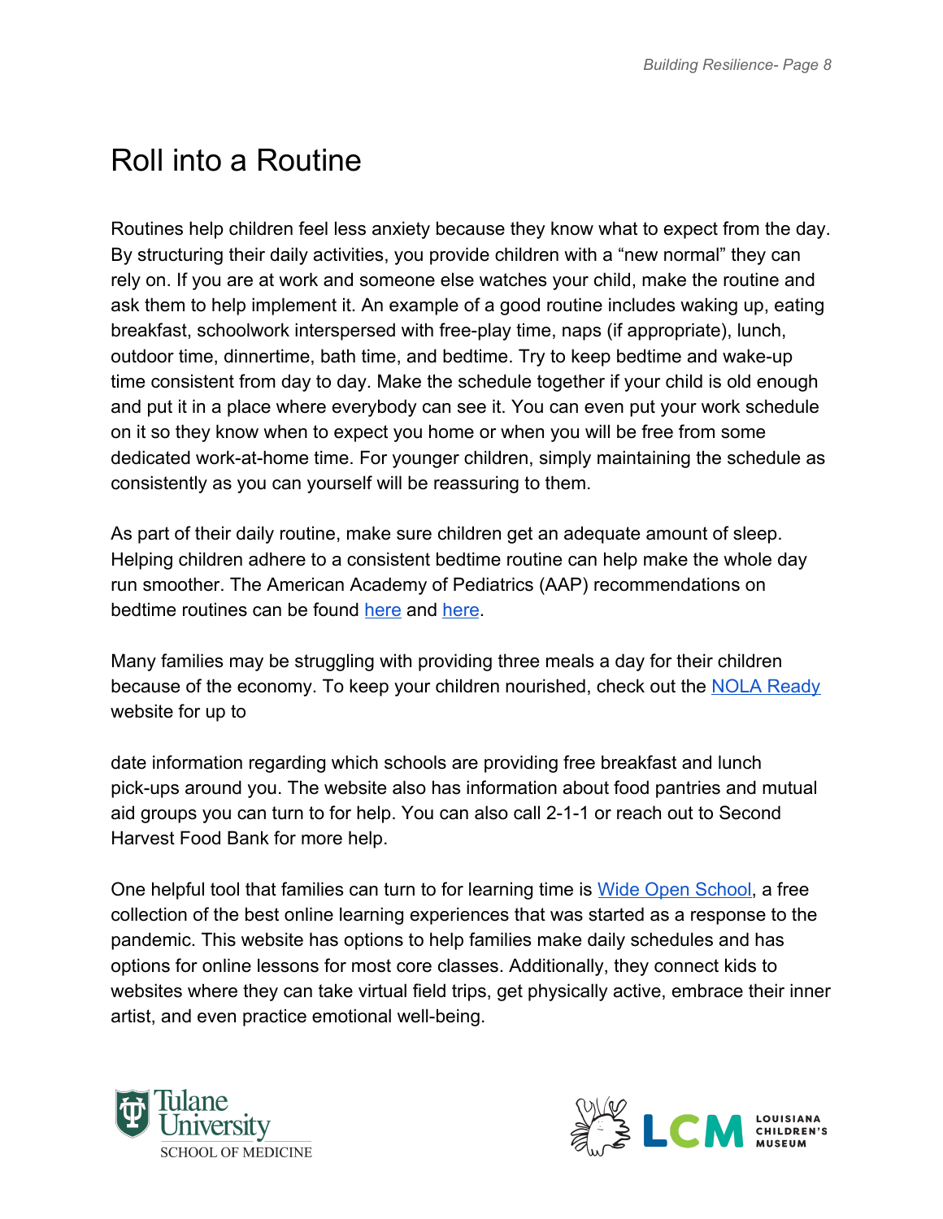# Roll into a Routine

Routines help children feel less anxiety because they know what to expect from the day. By structuring their daily activities, you provide children with a "new normal" they can rely on. If you are at work and someone else watches your child, make the routine and ask them to help implement it. An example of a good routine includes waking up, eating breakfast, schoolwork interspersed with free-play time, naps (if appropriate), lunch, outdoor time, dinnertime, bath time, and bedtime. Try to keep bedtime and wake-up time consistent from day to day. Make the schedule together if your child is old enough and put it in a place where everybody can see it. You can even put your work schedule on it so they know when to expect you home or when you will be free from some dedicated work-at-home time. For younger children, simply maintaining the schedule as consistently as you can yourself will be reassuring to them.

As part of their daily routine, make sure children get an adequate amount of sleep. Helping children adhere to a consistent bedtime routine can help make the whole day run smoother. The American Academy of Pediatrics (AAP) recommendations on bedtime routines can be found here and here.

Many families may be struggling with providing three meals a day for their children because of the economy. To keep your children nourished, check out the NOLA Ready website for up to date information regarding which schools are providing free breakfast and lunch pick-ups around you. The website also has information about food pantries and mutual aid groups you can turn to for help. You can also call 2-1-1 or reach out to Second Harvest Food Bank for more help.

One helpful tool that families can turn to for learning time is Wide Open School, a free collection of the best online learning experiences that was started as a response to the pandemic. This website has options to help families make daily schedules and has options for online lessons for most core classes. Additionally, they connect kids to websites where they can take virtual field trips, get physically active, embrace their inner artist, and even practice emotional well-being.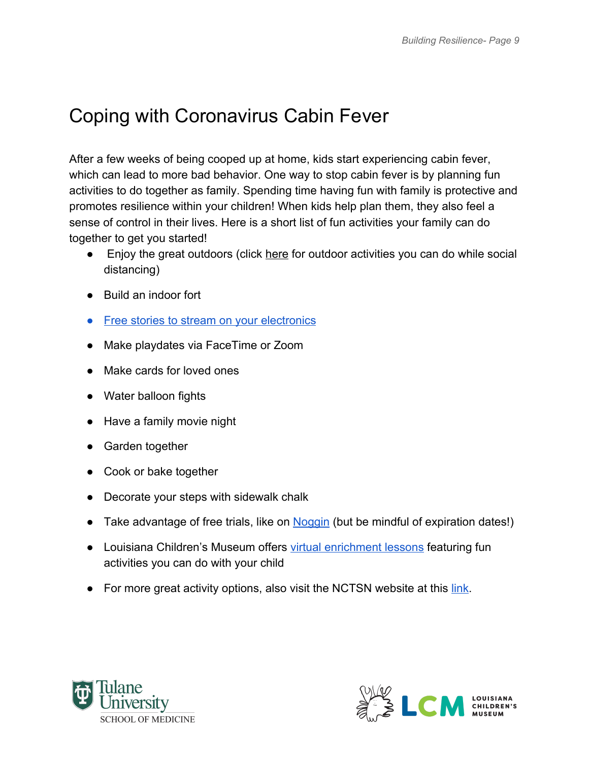# Coping with Coronavirus Cabin Fever

After a few weeks of being cooped up at home, kids start experiencing cabin fever, which can lead to more bad behavior. One way to stop cabin fever is by planning fun activities to do together as family. Spending time having fun with family is protective and promotes resilience within your children! When kids help plan them, they also feel a sense of control in their lives. Here is a short list of fun activities your family can do together to get you started!

- Enjoy the great outdoors (click here for outdoor activities you can do while social distancing)
- Build an indoor fort
- Free stories to stream on your electronics
- Make playdates via FaceTime or Zoom
- Make cards for loved ones
- Water balloon fights
- Have a family movie night
- Garden together
- Cook or bake together
- Decorate your steps with sidewalk chalk
- Take advantage of free trials, like on Noggin (but be mindful of expiration dates!)
- Louisiana Children's Museum offers virtual enrichment lessons featuring fun activities you can do with your child
- For more great activity options, also visit the NCTSN website at this link.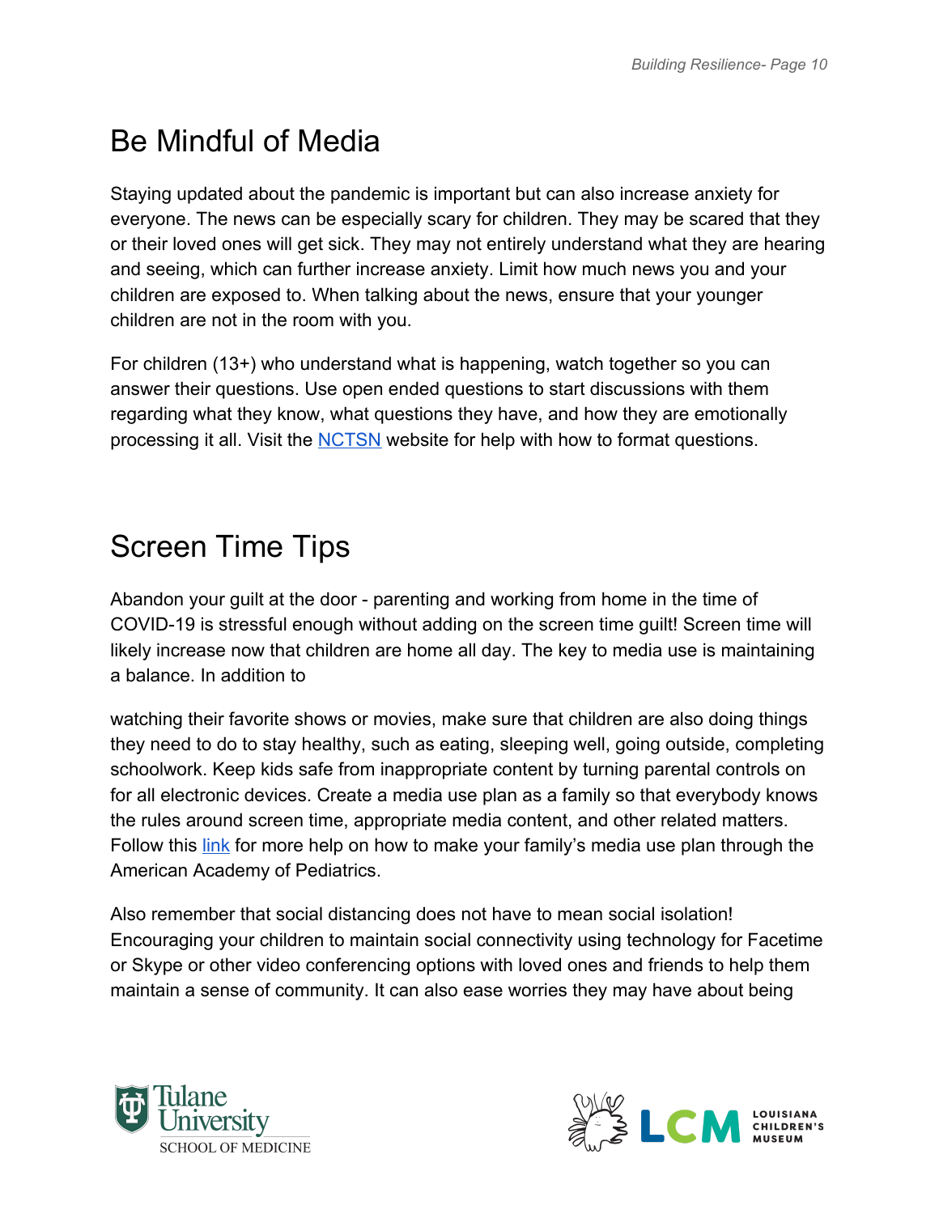## Be Mindful of Media

Staying updated about the pandemic is important but can also increase anxiety for everyone. The news can be especially scary for children. They may be scared that they or their loved ones will get sick. They may not entirely understand what they are hearing and seeing, which can further increase anxiety. Limit how much news you and your children are exposed to. When talking about the news, ensure that your younger children are not in the room with you.

For children (13+) who understand what is happening, watch together so you can answer their questions. Use open ended questions to start discussions with them regarding what they know, what questions they have, and how they are emotionally processing it all. Visit the NCTSN website for help with how to format questions.

## Screen Time Tips

Abandon your guilt at the door - parenting and working from home in the time of COVID-19 is stressful enough without adding on the screen time guilt! Screen time will likely increase now that children are home all day. The key to media use is maintaining a balance. In addition to watching their favorite shows or movies, make sure that children are also doing things they need to do to stay healthy, such as eating, sleeping well, going outside, completing schoolwork. Keep kids safe from inappropriate content by turning parental controls on for all electronic devices. Create a media use plan as a family so that everybody knows the rules around screen time, appropriate media content, and other related matters. Follow this link for more help on how to make your family's media use plan through the American Academy of Pediatrics.

Also remember that social distancing does not have to mean social isolation! Encouraging your children to maintain social connectivity using technology for Facetime or Skype or other video conferencing options with loved ones and friends to help them maintain a sense of community. It can also ease worries they may have about being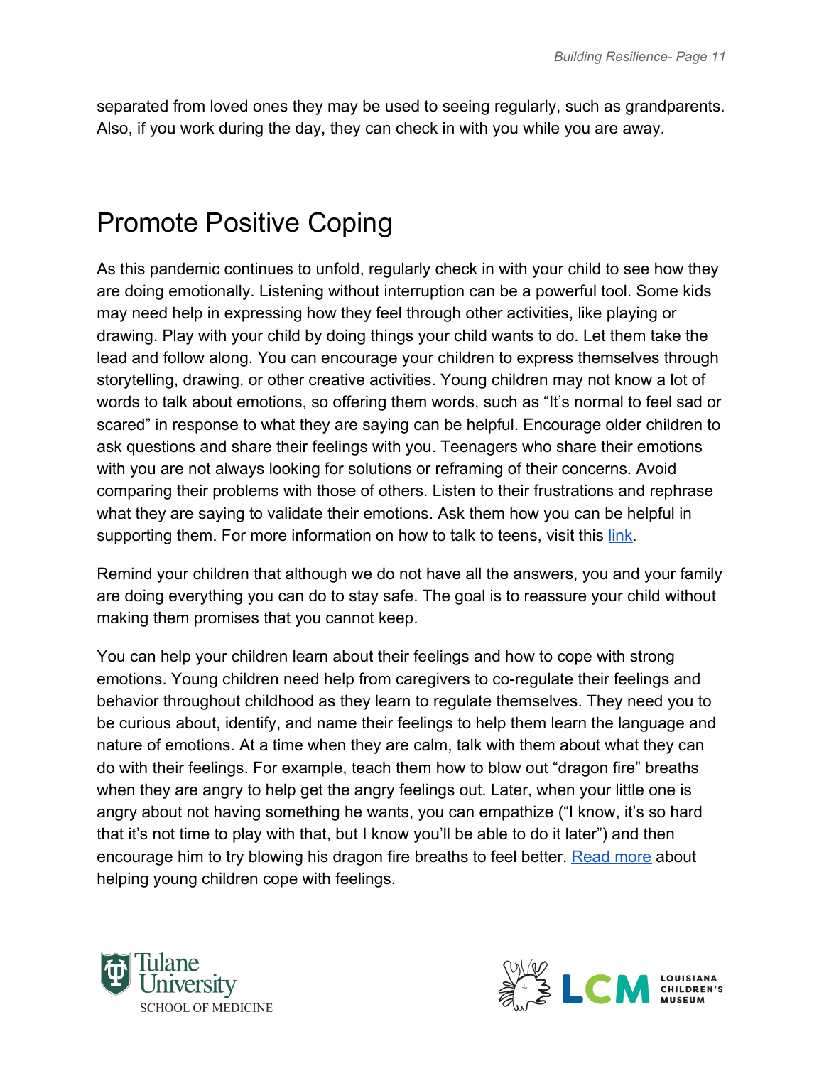separated from loved ones they may be used to seeing regularly, such as grandparents. Also, if you work during the day, they can check in with you while you are away.

# Promote Positive Coping

As this pandemic continues to unfold, regularly check in with your child to see how they are doing emotionally. Listening without interruption can be a powerful tool. Some kids may need help in expressing how they feel through other activities, like playing or drawing. Play with your child by doing things your child wants to do. Let them take the lead and follow along. You can encourage your children to express themselves through storytelling, drawing, or other creative activities. Young children may not know a lot of words to talk about emotions, so offering them words, such as "It's normal to feel sad or scared" in response to what they are saying can be helpful. Encourage older children to ask questions and share their feelings with you. Teenagers who share their emotions with you are not always looking for solutions or reframing of their concerns. Avoid comparing their problems with those of others. Listen to their frustrations and rephrase what they are saying to validate their emotions. Ask them how you can be helpful in supporting them. For more information on how to talk to teens, visit this link.

Remind your children that although we do not have all the answers, you and your family are doing everything you can do to stay safe. The goal is to reassure your child without making them promises that you cannot keep.

You can help your children learn about their feelings and how to cope with strong emotions. Young children need help from caregivers to co-regulate their feelings and behavior throughout childhood as they learn to regulate themselves. They need you to be curious about, identify, and name their feelings to help them learn the language and nature of emotions. At a time when they are calm, talk with them about what they can do with their feelings. For example, teach them how to blow out "dragon fire" breaths when they are angry to help get the angry feelings out. Later, when your little one is angry about not having something he wants, you can empathize ("I know, it's so hard that it's not time to play with that, but I know you'll be able to do it later") and then encourage him to try blowing his dragon fire breaths to feel better. Read more about helping young children cope with feelings.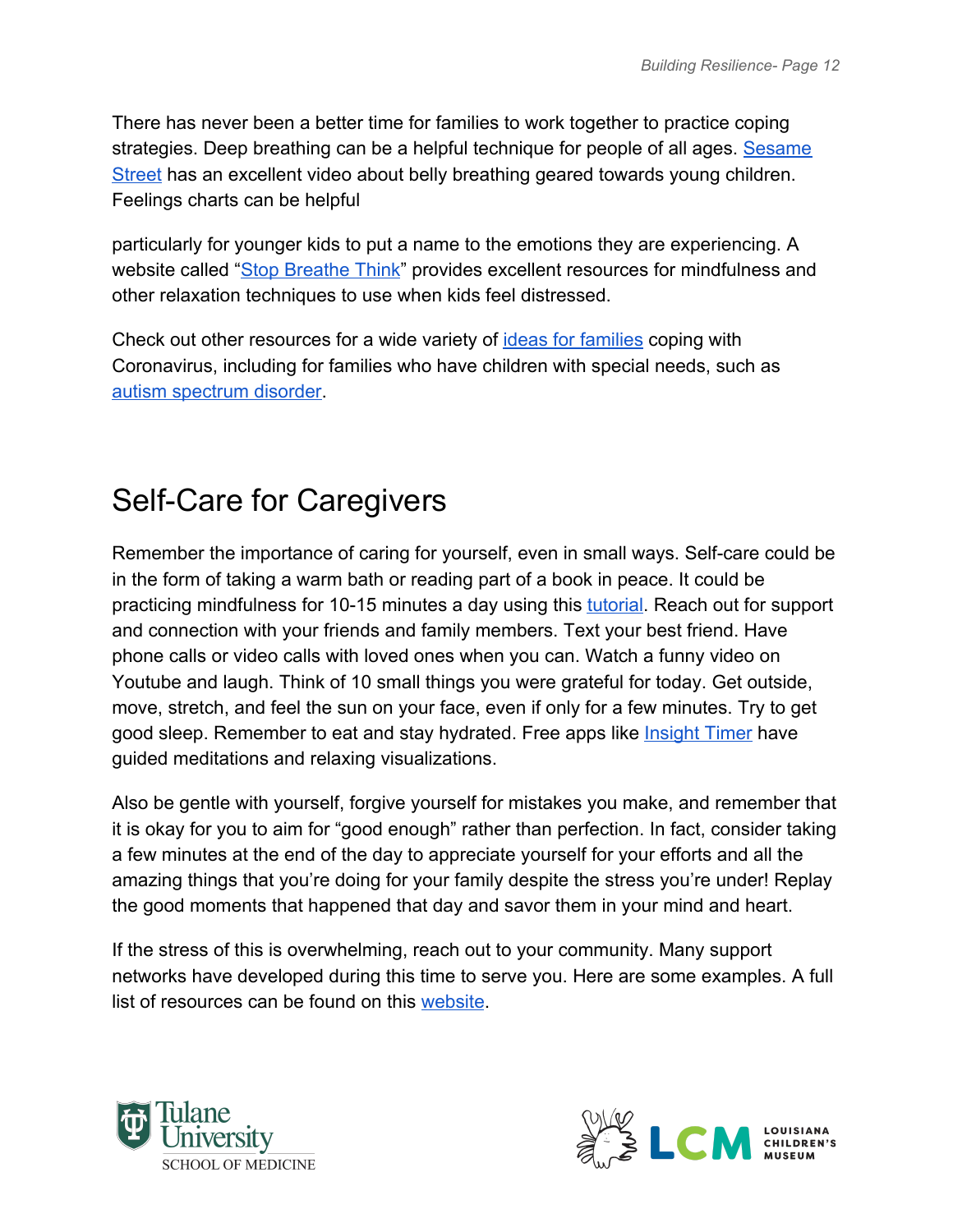There has never been a better time for families to work together to practice coping strategies. Deep breathing can be a helpful technique for people of all ages. Sesame Street has an excellent video about belly breathing geared towards young children. Feelings charts can be helpful

particularly for younger kids to put a name to the emotions they are experiencing. A website called "Stop Breathe Think" provides excellent resources for mindfulness and other relaxation techniques to use when kids feel distressed.

Check out other resources for a wide variety of ideas for families coping with Coronavirus, including for families who have children with special needs, such as autism spectrum disorder.

# Self-Care for Caregivers

Remember the importance of caring for yourself, even in small ways. Self-care could be in the form of taking a warm bath or reading part of a book in peace. It could be practicing mindfulness for 10-15 minutes a day using this tutorial. Reach out for support and connection with your friends and family members. Text your best friend. Have phone calls or video calls with loved ones when you can. Watch a funny video on Youtube and laugh. Think of 10 small things you were grateful for today. Get outside, move, stretch, and feel the sun on your face, even if only for a few minutes. Try to get good sleep. Remember to eat and stay hydrated. Free apps like Insight Timer have guided meditations and relaxing visualizations.

Also be gentle with yourself, forgive yourself for mistakes you make, and remember that it is okay for you to aim for "good enough" rather than perfection. In fact, consider taking a few minutes at the end of the day to appreciate yourself for your efforts and all the amazing things that you're doing for your family despite the stress you're under! Replay the good moments that happened that day and savor them in your mind and heart.

If the stress of this is overwhelming, reach out to your community. Many support networks have developed during this time to serve you. Here are some examples. A full list of resources can be found on this website.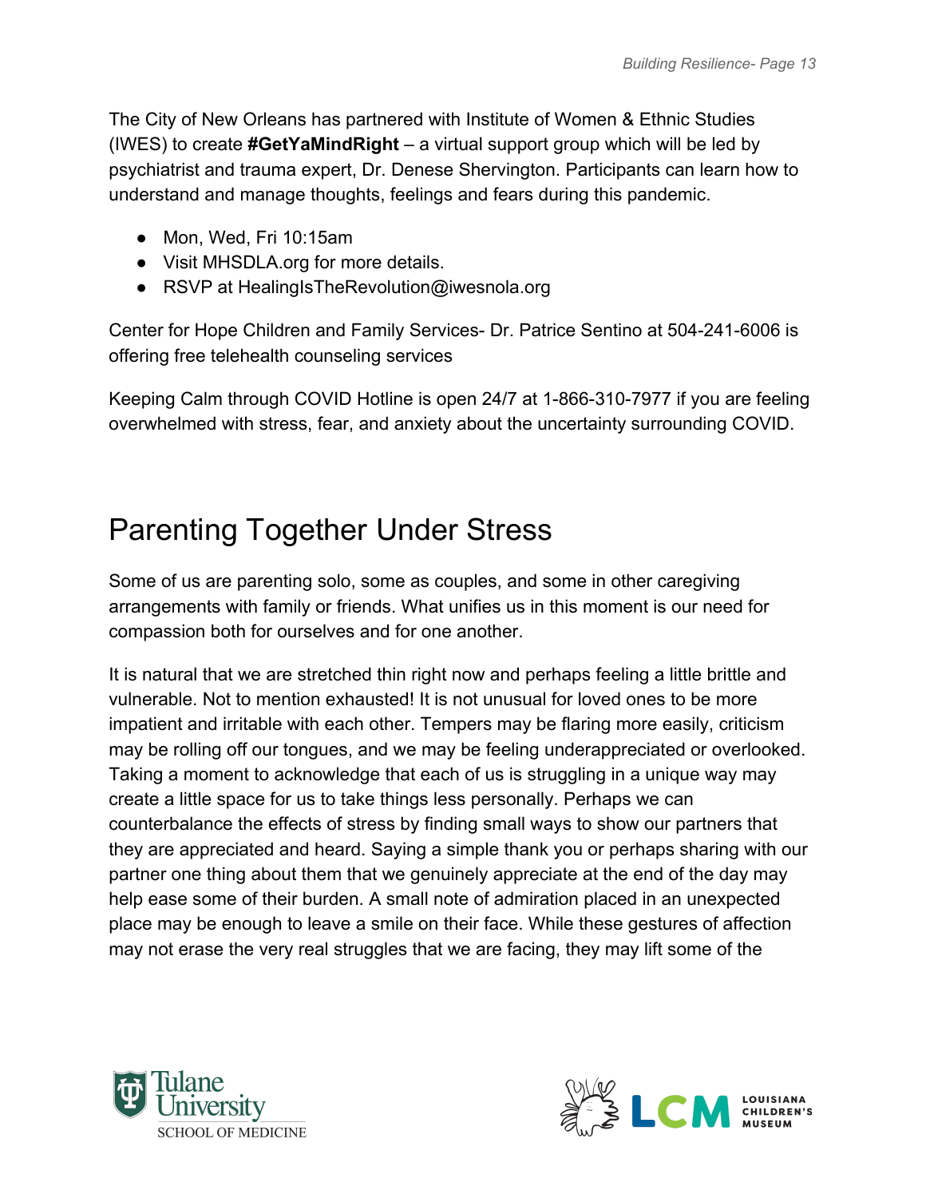The City of New Orleans has partnered with Institute of Women & Ethnic Studies (IWES) to create **#GetYaMindRight** – a virtual support group which will be led by psychiatrist and trauma expert, Dr. Denese Shervington. Participants can learn how to understand and manage thoughts, feelings and fears during this pandemic.

- Mon, Wed, Fri 10:15am
- Visit MHSDLA.org for more details.
- RSVP at HealingIsTheRevolution@iwesnola.org

Center for Hope Children and Family Services- Dr. Patrice Sentino at 504-241-6006 is offering free telehealth counseling services

Keeping Calm through COVID Hotline is open 24/7 at 1-866-310-7977 if you are feeling overwhelmed with stress, fear, and anxiety about the uncertainty surrounding COVID.

# Parenting Together Under Stress

Some of us are parenting solo, some as couples, and some in other caregiving arrangements with family or friends. What unifies us in this moment is our need for compassion both for ourselves and for one another.

It is natural that we are stretched thin right now and perhaps feeling a little brittle and vulnerable. Not to mention exhausted! It is not unusual for loved ones to be more impatient and irritable with each other. Tempers may be flaring more easily, criticism may be rolling off our tongues, and we may be feeling underappreciated or overlooked. Taking a moment to acknowledge that each of us is struggling in a unique way may create a little space for us to take things less personally. Perhaps we can counterbalance the effects of stress by finding small ways to show our partners that they are appreciated and heard. Saying a simple thank you or perhaps sharing with our partner one thing about them that we genuinely appreciate at the end of the day may help ease some of their burden. A small note of admiration placed in an unexpected place may be enough to leave a smile on their face. While these gestures of affection may not erase the very real struggles that we are facing, they may lift some of the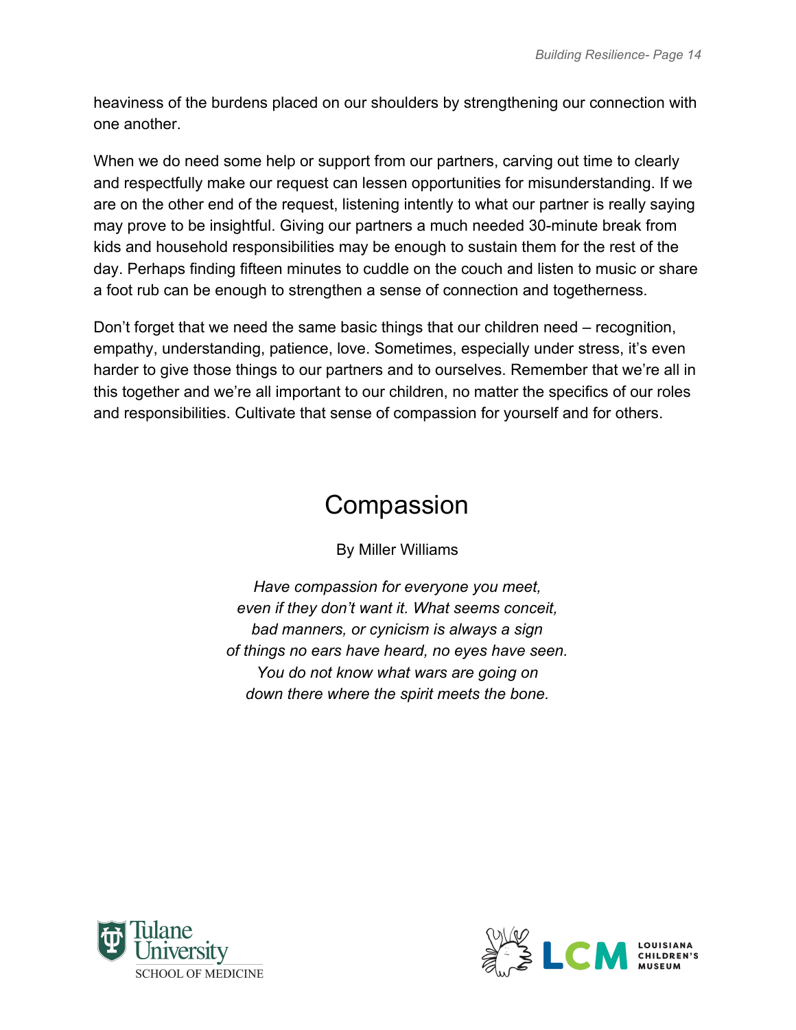heaviness of the burdens placed on our shoulders by strengthening our connection with one another.

When we do need some help or support from our partners, carving out time to clearly and respectfully make our request can lessen opportunities for misunderstanding. If we are on the other end of the request, listening intently to what our partner is really saying may prove to be insightful. Giving our partners a much needed 30-minute break from kids and household responsibilities may be enough to sustain them for the rest of the day. Perhaps finding fifteen minutes to cuddle on the couch and listen to music or share a foot rub can be enough to strengthen a sense of connection and togetherness.

Don't forget that we need the same basic things that our children need – recognition, empathy, understanding, patience, love. Sometimes, especially under stress, it's even harder to give those things to our partners and to ourselves. Remember that we're all in this together and we're all important to our children, no matter the specifics of our roles and responsibilities. Cultivate that sense of compassion for yourself and for others.

# Compassion

By Miller Williams

*Have compassion for everyone you meet,*
*even if they don't want it. What seems conceit,*
*bad manners, or cynicism is always a sign*
*of things no ears have heard, no eyes have seen.*
*You do not know what wars are going on*
*down there where the spirit meets the bone.*

Tulane University SCHOOL OF MEDICINE

LCM LOUISIANA CHILDREN'S MUSEUM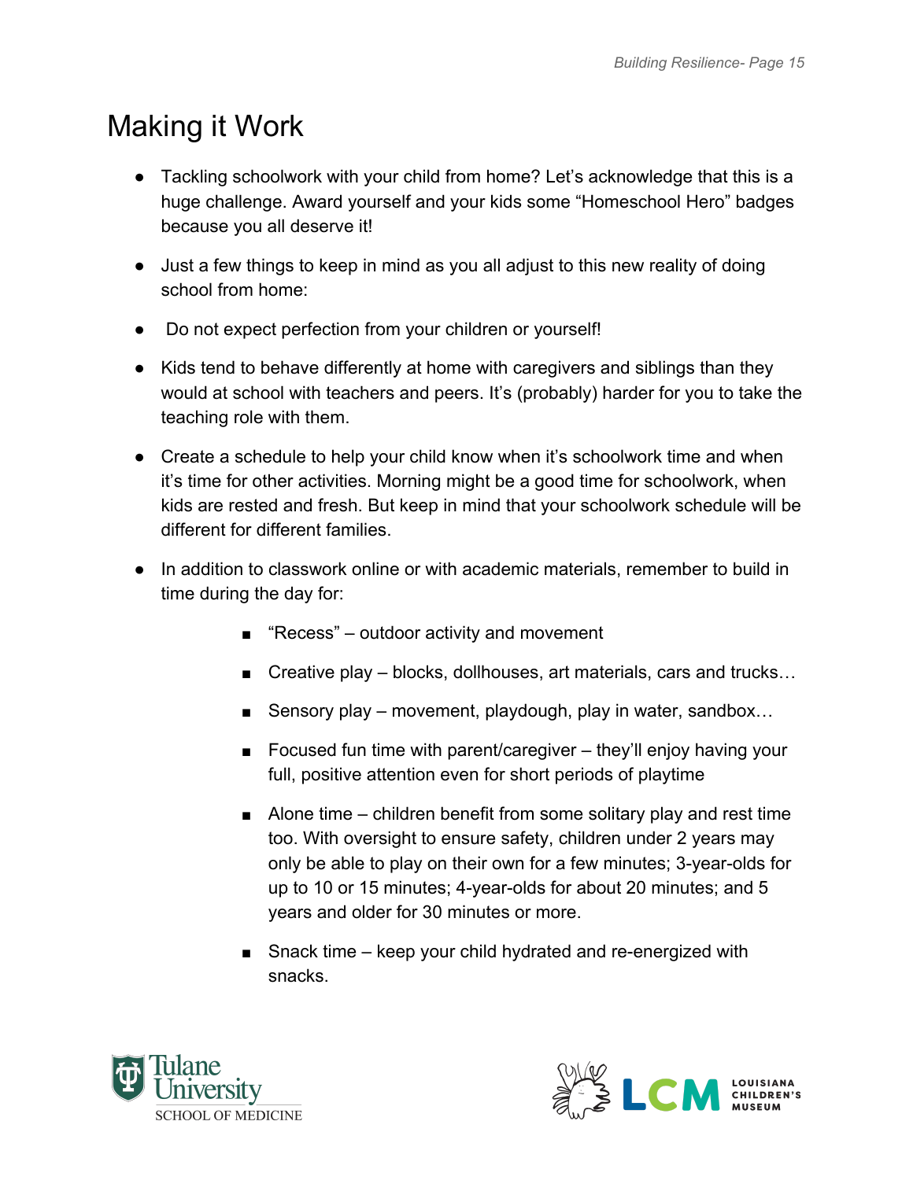# Making it Work

- Tackling schoolwork with your child from home? Let's acknowledge that this is a huge challenge. Award yourself and your kids some "Homeschool Hero" badges because you all deserve it!
- Just a few things to keep in mind as you all adjust to this new reality of doing school from home:
- Do not expect perfection from your children or yourself!
- Kids tend to behave differently at home with caregivers and siblings than they would at school with teachers and peers. It's (probably) harder for you to take the teaching role with them.
- Create a schedule to help your child know when it's schoolwork time and when it's time for other activities. Morning might be a good time for schoolwork, when kids are rested and fresh. But keep in mind that your schoolwork schedule will be different for different families.
- In addition to classwork online or with academic materials, remember to build in time during the day for:
    - "Recess" – outdoor activity and movement
    - Creative play – blocks, dollhouses, art materials, cars and trucks…
    - Sensory play – movement, playdough, play in water, sandbox…
    - Focused fun time with parent/caregiver – they'll enjoy having your full, positive attention even for short periods of playtime
    - Alone time – children benefit from some solitary play and rest time too. With oversight to ensure safety, children under 2 years may only be able to play on their own for a few minutes; 3-year-olds for up to 10 or 15 minutes; 4-year-olds for about 20 minutes; and 5 years and older for 30 minutes or more.
    - Snack time – keep your child hydrated and re-energized with snacks.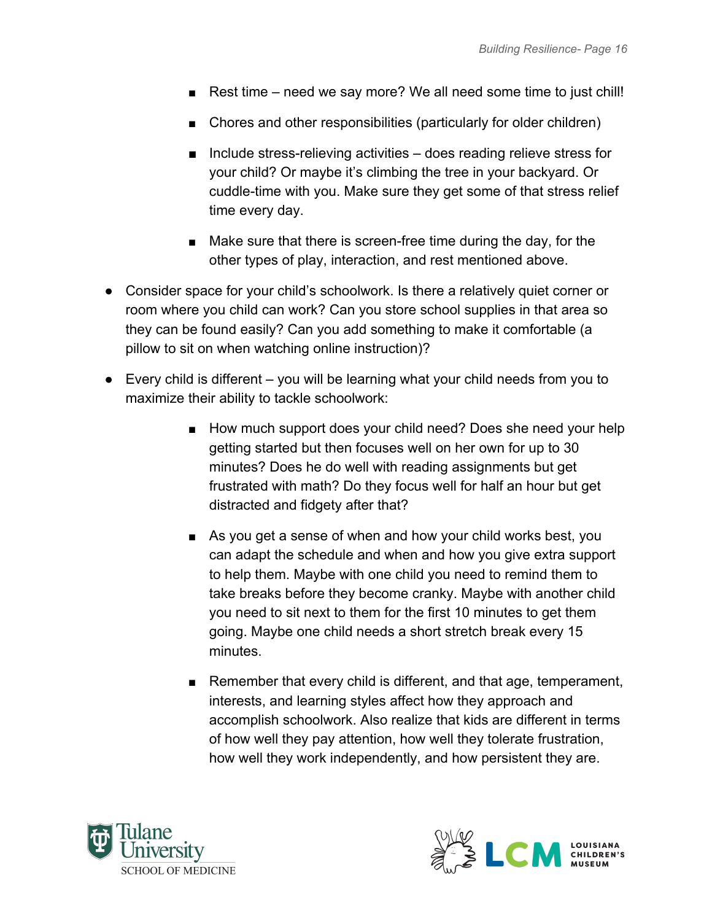- Rest time – need we say more? We all need some time to just chill!
    - Chores and other responsibilities (particularly for older children)
    - Include stress-relieving activities – does reading relieve stress for your child? Or maybe it's climbing the tree in your backyard. Or cuddle-time with you. Make sure they get some of that stress relief time every day.
    - Make sure that there is screen-free time during the day, for the other types of play, interaction, and rest mentioned above.

- Consider space for your child's schoolwork. Is there a relatively quiet corner or room where you child can work? Can you store school supplies in that area so they can be found easily? Can you add something to make it comfortable (a pillow to sit on when watching online instruction)?
- Every child is different – you will be learning what your child needs from you to maximize their ability to tackle schoolwork:
    - How much support does your child need? Does she need your help getting started but then focuses well on her own for up to 30 minutes? Does he do well with reading assignments but get frustrated with math? Do they focus well for half an hour but get distracted and fidgety after that?
    - As you get a sense of when and how your child works best, you can adapt the schedule and when and how you give extra support to help them. Maybe with one child you need to remind them to take breaks before they become cranky. Maybe with another child you need to sit next to them for the first 10 minutes to get them going. Maybe one child needs a short stretch break every 15 minutes.
    - Remember that every child is different, and that age, temperament, interests, and learning styles affect how they approach and accomplish schoolwork. Also realize that kids are different in terms of how well they pay attention, how well they tolerate frustration, how well they work independently, and how persistent they are.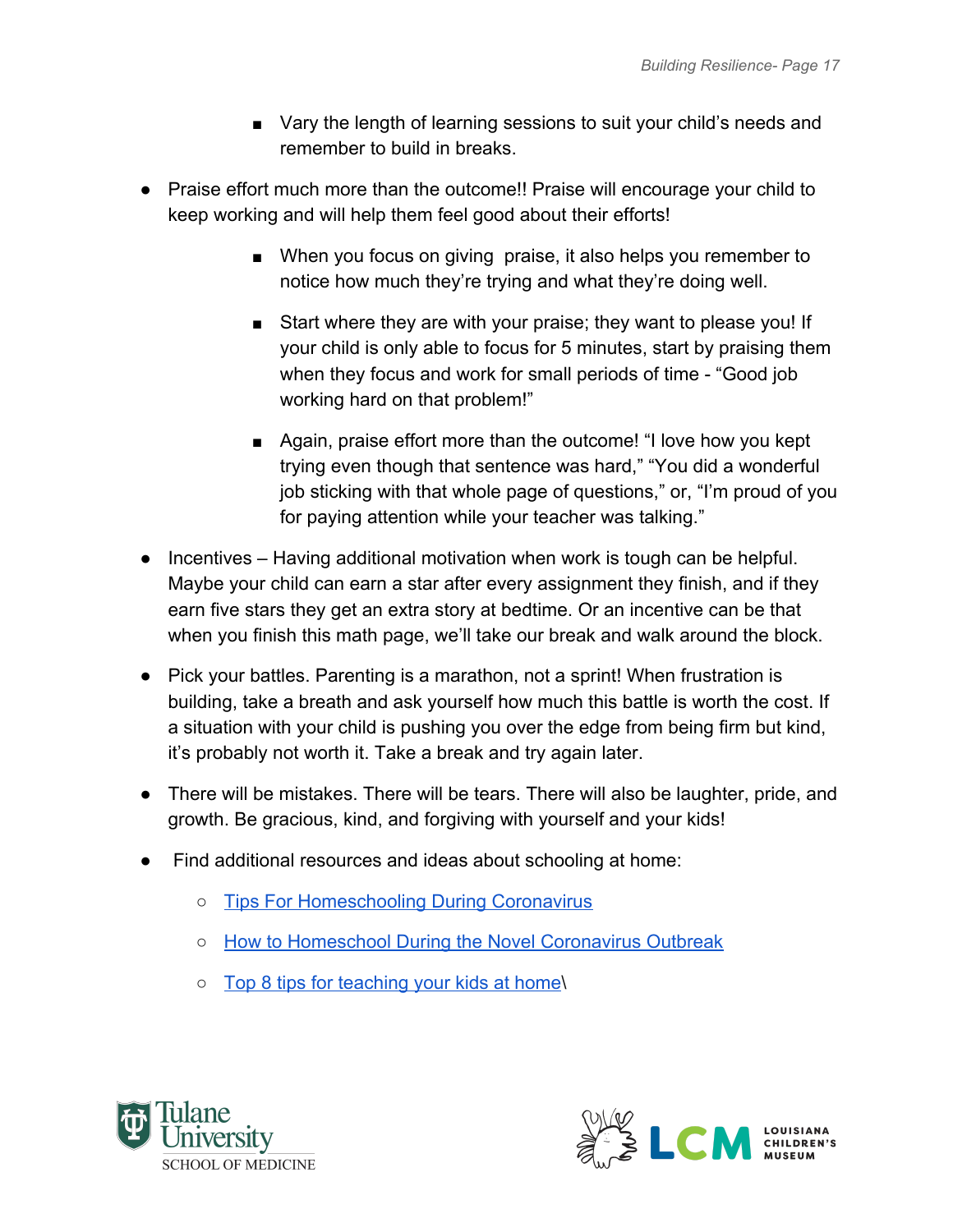- Vary the length of learning sessions to suit your child's needs and remember to build in breaks.

- Praise effort much more than the outcome!! Praise will encourage your child to keep working and will help them feel good about their efforts!
        - When you focus on giving praise, it also helps you remember to notice how much they're trying and what they're doing well.
        - Start where they are with your praise; they want to please you! If your child is only able to focus for 5 minutes, start by praising them when they focus and work for small periods of time - "Good job working hard on that problem!"
        - Again, praise effort more than the outcome! "I love how you kept trying even though that sentence was hard," "You did a wonderful job sticking with that whole page of questions," or, "I'm proud of you for paying attention while your teacher was talking."
- Incentives – Having additional motivation when work is tough can be helpful. Maybe your child can earn a star after every assignment they finish, and if they earn five stars they get an extra story at bedtime. Or an incentive can be that when you finish this math page, we'll take our break and walk around the block.
- Pick your battles. Parenting is a marathon, not a sprint! When frustration is building, take a breath and ask yourself how much this battle is worth the cost. If a situation with your child is pushing you over the edge from being firm but kind, it's probably not worth it. Take a break and try again later.
- There will be mistakes. There will be tears. There will also be laughter, pride, and growth. Be gracious, kind, and forgiving with yourself and your kids!
- Find additional resources and ideas about schooling at home:
    - Tips For Homeschooling During Coronavirus
    - How to Homeschool During the Novel Coronavirus Outbreak
    - Top 8 tips for teaching your kids at home\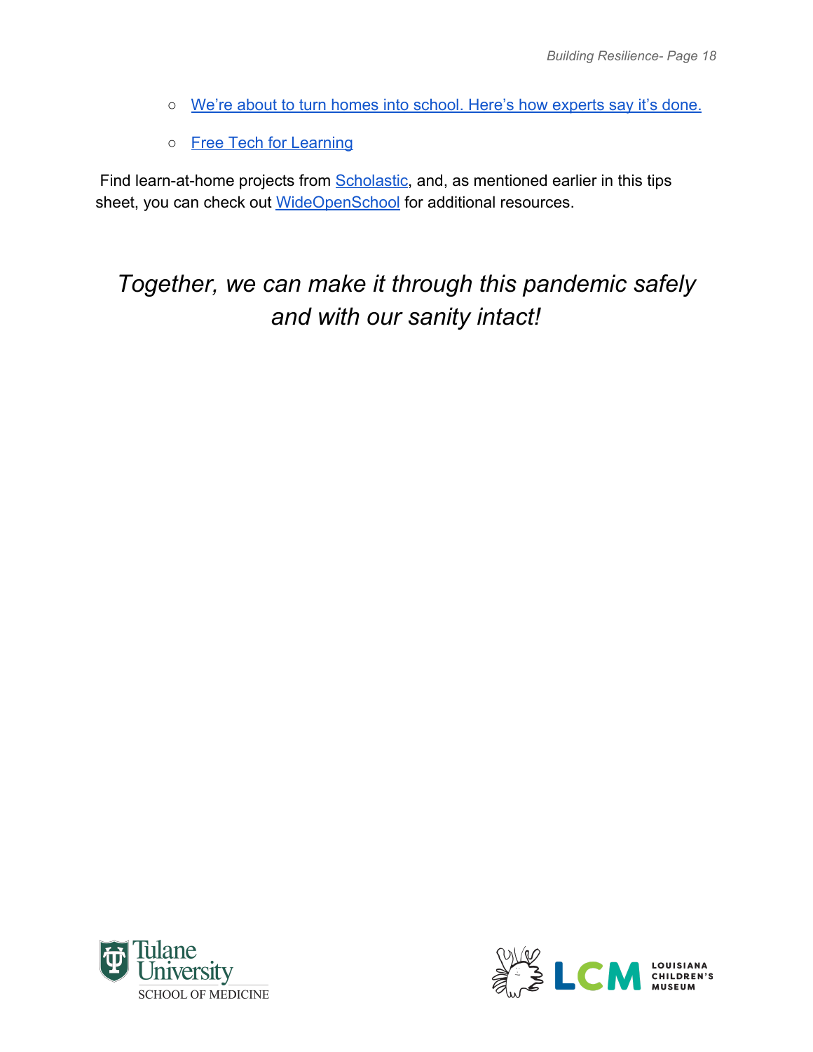- We're about to turn homes into school. Here's how experts say it's done.
- Free Tech for Learning

Find learn-at-home projects from Scholastic, and, as mentioned earlier in this tips sheet, you can check out WideOpenSchool for additional resources.

*Together, we can make it through this pandemic safely and with our sanity intact!*

Tulane University SCHOOL OF MEDICINE

LCM LOUISIANA CHILDREN'S MUSEUM